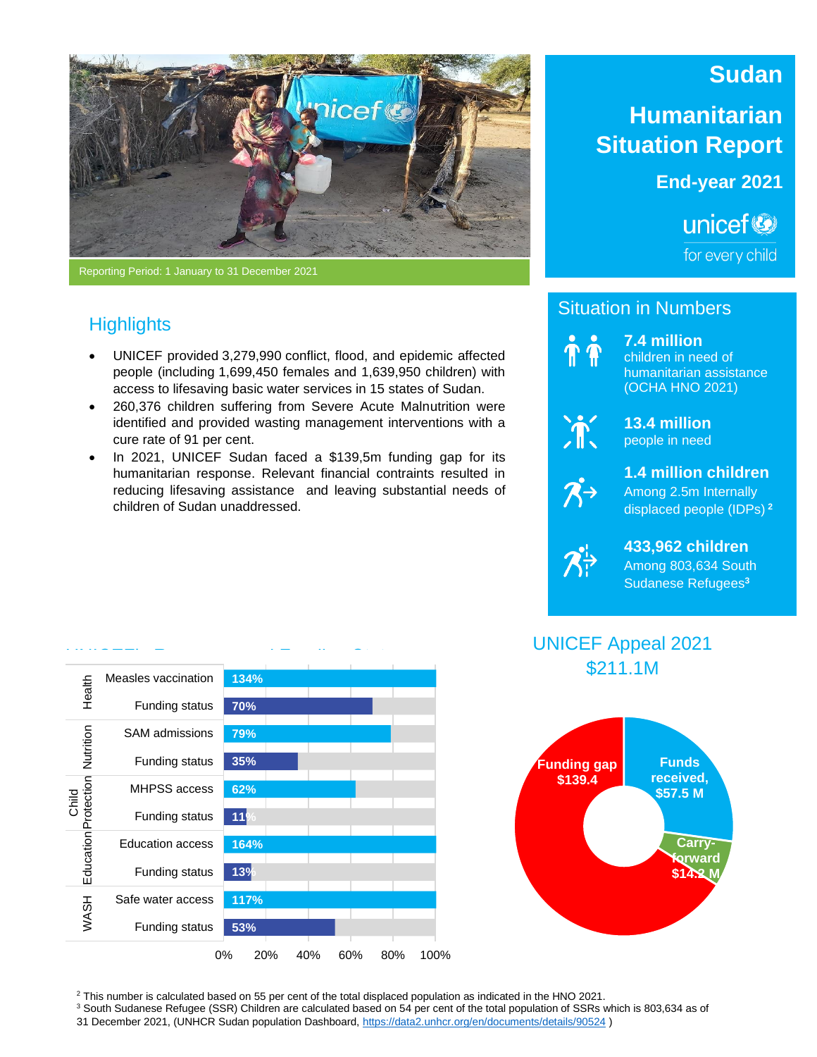# Sudan

# Humanitarian Situation Report

## End-year 2021

unicef for every child

Reporting Period: 1 January to 31 December 2021

## Highlights

- UNICEF provided 3,279,990 conflict, flood, and epidemic affected people (including 1,699,450 females and 1,639,950 children) with access to lifesaving basic water services in 15 states of Sudan.
- 260,376 children suffering from Severe Acute Malnutrition were identified and provided wasting management interventions with a cure rate of 91 per cent.
- In 2021, UNICEF Sudan faced a $139,5m funding gap for its humanitarian response. Relevant financial contraints resulted in reducing lifesaving assistance and leaving substantial needs of children of Sudan unaddressed.

## Situation in Numbers

**7.4 million**
children in need of humanitarian assistance (OCHA HNO 2021)

**13.4 million**
people in need

**1.4 million children**
Among 2.5m Internally displaced people (IDPs) [2]

**433,962 children**
Among 803,634 South Sudanese Refugees[3]

## UNICEF's Response and Funding Status

| Sector | Indicator | % |
|---|---|---|
| Health | Measles vaccination | 134% |
| | Funding status | 70% |
| Nutrition | SAM admissions | 79% |
| | Funding status | 35% |
| Child Protection | MHPSS access | 62% |
| | Funding status | 11% |
| Education | Education access | 164% |
| | Funding status | 13% |
| WASH | Safe water access | 117% |
| | Funding status | 53% |

## UNICEF Appeal 2021
## $211.1M

- Funding gap $139.4
- Funds received, $57.5 M
- Carry-forward $14.2 M

[2] This number is calculated based on 55 per cent of the total displaced population as indicated in the HNO 2021.
[3] South Sudanese Refugee (SSR) Children are calculated based on 54 per cent of the total population of SSRs which is 803,634 as of 31 December 2021, (UNHCR Sudan population Dashboard, https://data2.unhcr.org/en/documents/details/90524 )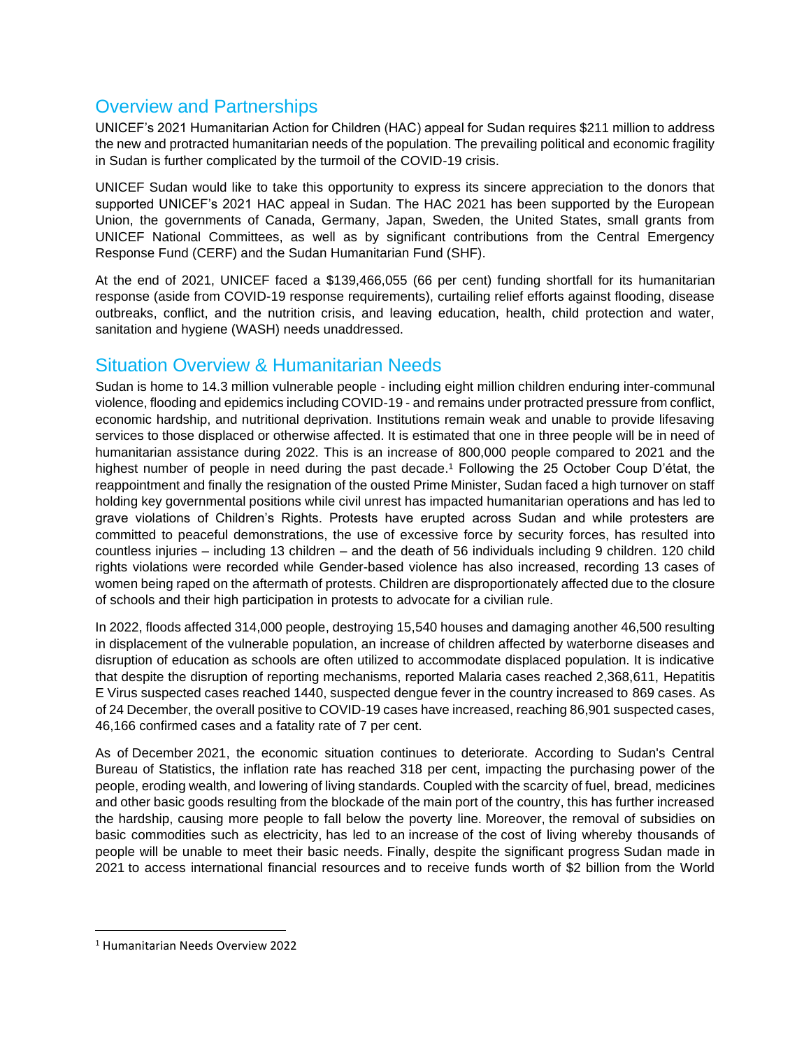## Overview and Partnerships

UNICEF's 2021 Humanitarian Action for Children (HAC) appeal for Sudan requires $211 million to address the new and protracted humanitarian needs of the population. The prevailing political and economic fragility in Sudan is further complicated by the turmoil of the COVID-19 crisis.

UNICEF Sudan would like to take this opportunity to express its sincere appreciation to the donors that supported UNICEF's 2021 HAC appeal in Sudan. The HAC 2021 has been supported by the European Union, the governments of Canada, Germany, Japan, Sweden, the United States, small grants from UNICEF National Committees, as well as by significant contributions from the Central Emergency Response Fund (CERF) and the Sudan Humanitarian Fund (SHF).

At the end of 2021, UNICEF faced a $139,466,055 (66 per cent) funding shortfall for its humanitarian response (aside from COVID-19 response requirements), curtailing relief efforts against flooding, disease outbreaks, conflict, and the nutrition crisis, and leaving education, health, child protection and water, sanitation and hygiene (WASH) needs unaddressed.

## Situation Overview & Humanitarian Needs

Sudan is home to 14.3 million vulnerable people - including eight million children enduring inter-communal violence, flooding and epidemics including COVID-19 - and remains under protracted pressure from conflict, economic hardship, and nutritional deprivation. Institutions remain weak and unable to provide lifesaving services to those displaced or otherwise affected. It is estimated that one in three people will be in need of humanitarian assistance during 2022. This is an increase of 800,000 people compared to 2021 and the highest number of people in need during the past decade.[1] Following the 25 October Coup D'état, the reappointment and finally the resignation of the ousted Prime Minister, Sudan faced a high turnover on staff holding key governmental positions while civil unrest has impacted humanitarian operations and has led to grave violations of Children's Rights. Protests have erupted across Sudan and while protesters are committed to peaceful demonstrations, the use of excessive force by security forces, has resulted into countless injuries – including 13 children – and the death of 56 individuals including 9 children. 120 child rights violations were recorded while Gender-based violence has also increased, recording 13 cases of women being raped on the aftermath of protests. Children are disproportionately affected due to the closure of schools and their high participation in protests to advocate for a civilian rule.

In 2022, floods affected 314,000 people, destroying 15,540 houses and damaging another 46,500 resulting in displacement of the vulnerable population, an increase of children affected by waterborne diseases and disruption of education as schools are often utilized to accommodate displaced population. It is indicative that despite the disruption of reporting mechanisms, reported Malaria cases reached 2,368,611, Hepatitis E Virus suspected cases reached 1440, suspected dengue fever in the country increased to 869 cases. As of 24 December, the overall positive to COVID-19 cases have increased, reaching 86,901 suspected cases, 46,166 confirmed cases and a fatality rate of 7 per cent.

As of December 2021, the economic situation continues to deteriorate. According to Sudan's Central Bureau of Statistics, the inflation rate has reached 318 per cent, impacting the purchasing power of the people, eroding wealth, and lowering of living standards. Coupled with the scarcity of fuel, bread, medicines and other basic goods resulting from the blockade of the main port of the country, this has further increased the hardship, causing more people to fall below the poverty line. Moreover, the removal of subsidies on basic commodities such as electricity, has led to an increase of the cost of living whereby thousands of people will be unable to meet their basic needs. Finally, despite the significant progress Sudan made in 2021 to access international financial resources and to receive funds worth of $2 billion from the World

[1] Humanitarian Needs Overview 2022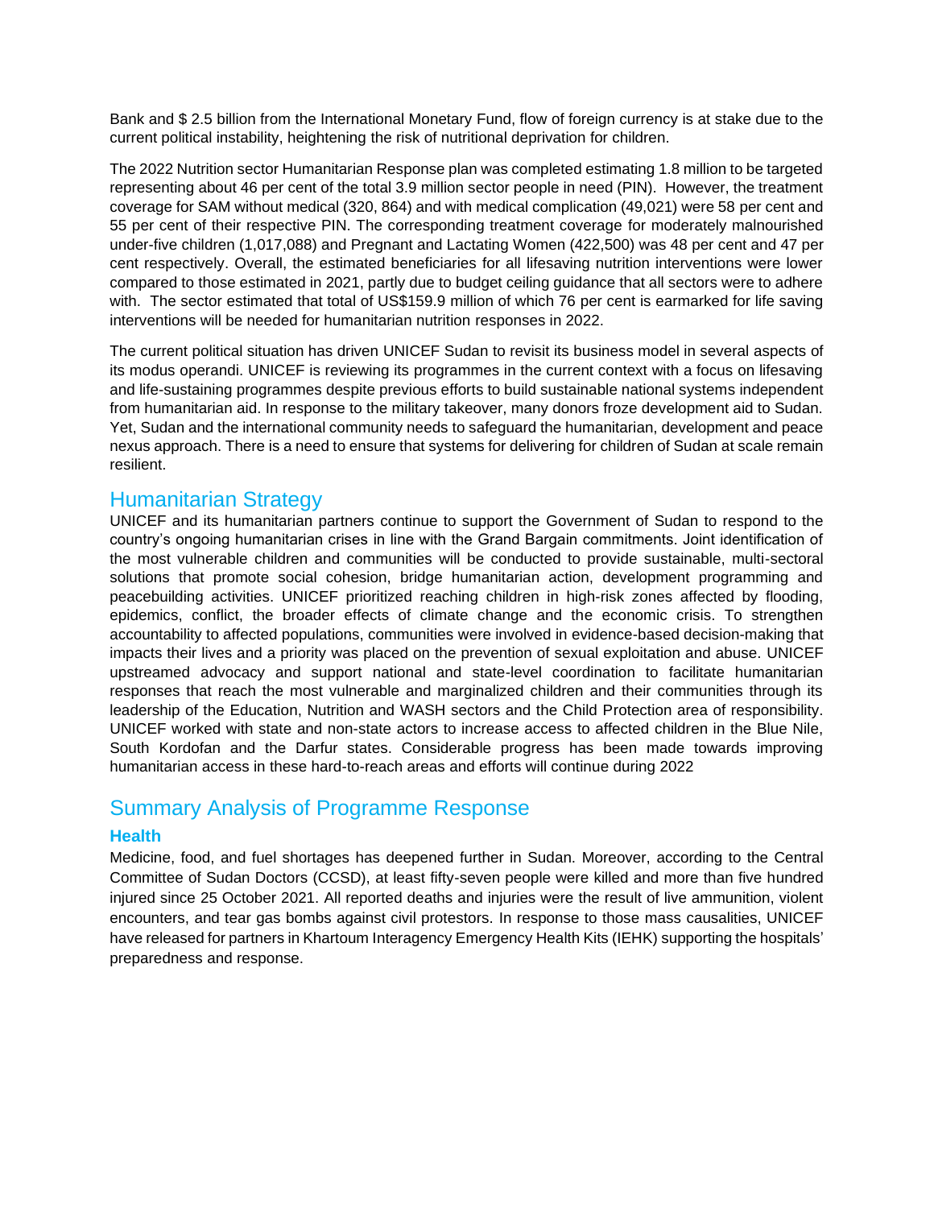Bank and $ 2.5 billion from the International Monetary Fund, flow of foreign currency is at stake due to the current political instability, heightening the risk of nutritional deprivation for children.

The 2022 Nutrition sector Humanitarian Response plan was completed estimating 1.8 million to be targeted representing about 46 per cent of the total 3.9 million sector people in need (PIN). However, the treatment coverage for SAM without medical (320, 864) and with medical complication (49,021) were 58 per cent and 55 per cent of their respective PIN. The corresponding treatment coverage for moderately malnourished under-five children (1,017,088) and Pregnant and Lactating Women (422,500) was 48 per cent and 47 per cent respectively. Overall, the estimated beneficiaries for all lifesaving nutrition interventions were lower compared to those estimated in 2021, partly due to budget ceiling guidance that all sectors were to adhere with. The sector estimated that total of US$159.9 million of which 76 per cent is earmarked for life saving interventions will be needed for humanitarian nutrition responses in 2022.

The current political situation has driven UNICEF Sudan to revisit its business model in several aspects of its modus operandi. UNICEF is reviewing its programmes in the current context with a focus on lifesaving and life-sustaining programmes despite previous efforts to build sustainable national systems independent from humanitarian aid. In response to the military takeover, many donors froze development aid to Sudan. Yet, Sudan and the international community needs to safeguard the humanitarian, development and peace nexus approach. There is a need to ensure that systems for delivering for children of Sudan at scale remain resilient.

## Humanitarian Strategy

UNICEF and its humanitarian partners continue to support the Government of Sudan to respond to the country's ongoing humanitarian crises in line with the Grand Bargain commitments. Joint identification of the most vulnerable children and communities will be conducted to provide sustainable, multi-sectoral solutions that promote social cohesion, bridge humanitarian action, development programming and peacebuilding activities. UNICEF prioritized reaching children in high-risk zones affected by flooding, epidemics, conflict, the broader effects of climate change and the economic crisis. To strengthen accountability to affected populations, communities were involved in evidence-based decision-making that impacts their lives and a priority was placed on the prevention of sexual exploitation and abuse. UNICEF upstreamed advocacy and support national and state-level coordination to facilitate humanitarian responses that reach the most vulnerable and marginalized children and their communities through its leadership of the Education, Nutrition and WASH sectors and the Child Protection area of responsibility. UNICEF worked with state and non-state actors to increase access to affected children in the Blue Nile, South Kordofan and the Darfur states. Considerable progress has been made towards improving humanitarian access in these hard-to-reach areas and efforts will continue during 2022

## Summary Analysis of Programme Response

### Health

Medicine, food, and fuel shortages has deepened further in Sudan. Moreover, according to the Central Committee of Sudan Doctors (CCSD), at least fifty-seven people were killed and more than five hundred injured since 25 October 2021. All reported deaths and injuries were the result of live ammunition, violent encounters, and tear gas bombs against civil protestors. In response to those mass causalities, UNICEF have released for partners in Khartoum Interagency Emergency Health Kits (IEHK) supporting the hospitals' preparedness and response.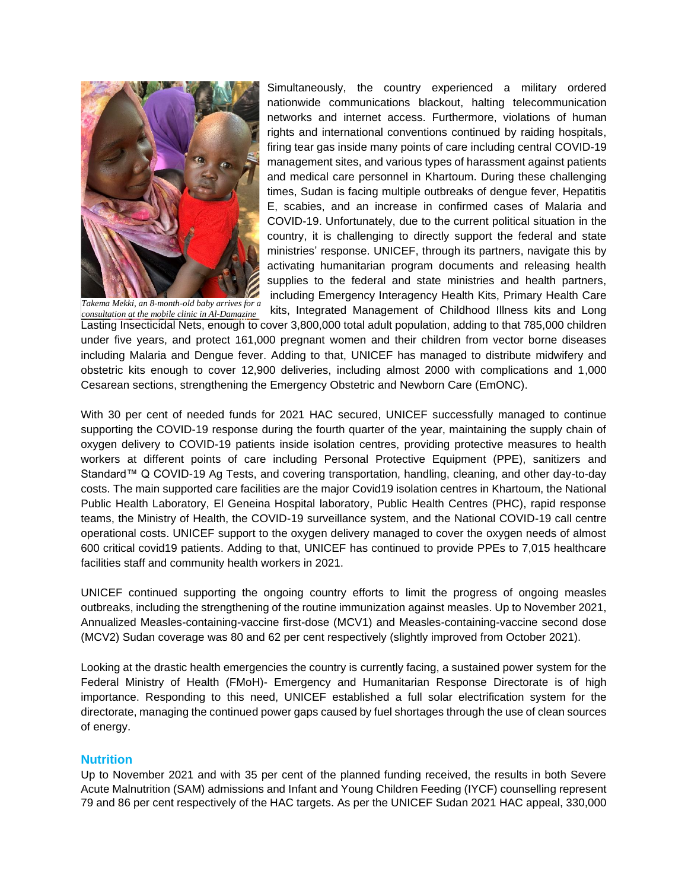Takema Mekki, an 8-month-old baby arrives for a consultation at the mobile clinic in Al-Damazine

Simultaneously, the country experienced a military ordered nationwide communications blackout, halting telecommunication networks and internet access. Furthermore, violations of human rights and international conventions continued by raiding hospitals, firing tear gas inside many points of care including central COVID-19 management sites, and various types of harassment against patients and medical care personnel in Khartoum. During these challenging times, Sudan is facing multiple outbreaks of dengue fever, Hepatitis E, scabies, and an increase in confirmed cases of Malaria and COVID-19. Unfortunately, due to the current political situation in the country, it is challenging to directly support the federal and state ministries' response. UNICEF, through its partners, navigate this by activating humanitarian program documents and releasing health supplies to the federal and state ministries and health partners, including Emergency Interagency Health Kits, Primary Health Care kits, Integrated Management of Childhood Illness kits and Long Lasting Insecticidal Nets, enough to cover 3,800,000 total adult population, adding to that 785,000 children under five years, and protect 161,000 pregnant women and their children from vector borne diseases including Malaria and Dengue fever. Adding to that, UNICEF has managed to distribute midwifery and obstetric kits enough to cover 12,900 deliveries, including almost 2000 with complications and 1,000 Cesarean sections, strengthening the Emergency Obstetric and Newborn Care (EmONC).

With 30 per cent of needed funds for 2021 HAC secured, UNICEF successfully managed to continue supporting the COVID-19 response during the fourth quarter of the year, maintaining the supply chain of oxygen delivery to COVID-19 patients inside isolation centres, providing protective measures to health workers at different points of care including Personal Protective Equipment (PPE), sanitizers and Standard™ Q COVID-19 Ag Tests, and covering transportation, handling, cleaning, and other day-to-day costs. The main supported care facilities are the major Covid19 isolation centres in Khartoum, the National Public Health Laboratory, El Geneina Hospital laboratory, Public Health Centres (PHC), rapid response teams, the Ministry of Health, the COVID-19 surveillance system, and the National COVID-19 call centre operational costs. UNICEF support to the oxygen delivery managed to cover the oxygen needs of almost 600 critical covid19 patients. Adding to that, UNICEF has continued to provide PPEs to 7,015 healthcare facilities staff and community health workers in 2021.

UNICEF continued supporting the ongoing country efforts to limit the progress of ongoing measles outbreaks, including the strengthening of the routine immunization against measles. Up to November 2021, Annualized Measles-containing-vaccine first-dose (MCV1) and Measles-containing-vaccine second dose (MCV2) Sudan coverage was 80 and 62 per cent respectively (slightly improved from October 2021).

Looking at the drastic health emergencies the country is currently facing, a sustained power system for the Federal Ministry of Health (FMoH)- Emergency and Humanitarian Response Directorate is of high importance. Responding to this need, UNICEF established a full solar electrification system for the directorate, managing the continued power gaps caused by fuel shortages through the use of clean sources of energy.

## Nutrition

Up to November 2021 and with 35 per cent of the planned funding received, the results in both Severe Acute Malnutrition (SAM) admissions and Infant and Young Children Feeding (IYCF) counselling represent 79 and 86 per cent respectively of the HAC targets. As per the UNICEF Sudan 2021 HAC appeal, 330,000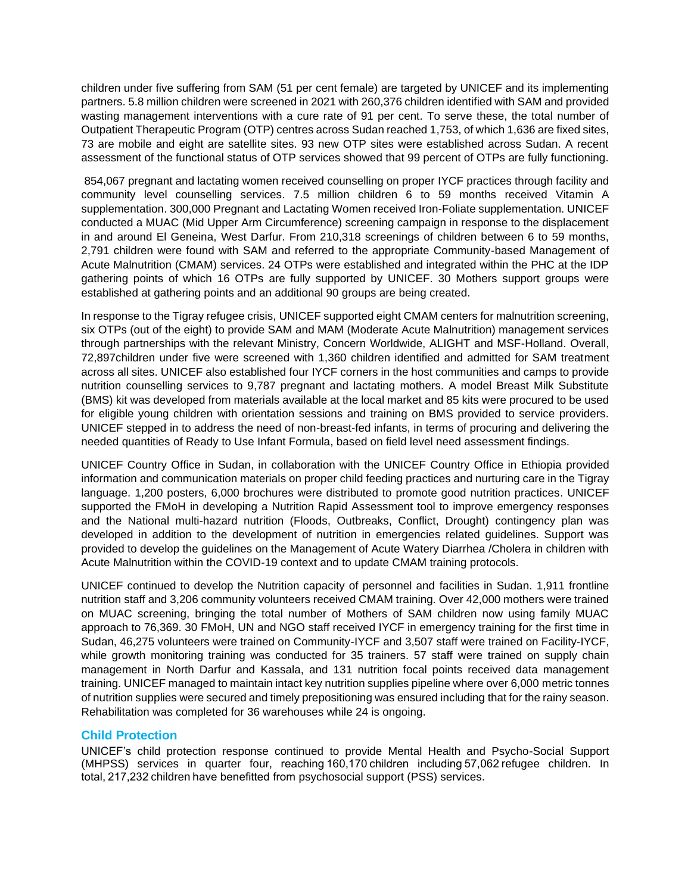children under five suffering from SAM (51 per cent female) are targeted by UNICEF and its implementing partners. 5.8 million children were screened in 2021 with 260,376 children identified with SAM and provided wasting management interventions with a cure rate of 91 per cent. To serve these, the total number of Outpatient Therapeutic Program (OTP) centres across Sudan reached 1,753, of which 1,636 are fixed sites, 73 are mobile and eight are satellite sites. 93 new OTP sites were established across Sudan. A recent assessment of the functional status of OTP services showed that 99 percent of OTPs are fully functioning.

854,067 pregnant and lactating women received counselling on proper IYCF practices through facility and community level counselling services. 7.5 million children 6 to 59 months received Vitamin A supplementation. 300,000 Pregnant and Lactating Women received Iron-Foliate supplementation. UNICEF conducted a MUAC (Mid Upper Arm Circumference) screening campaign in response to the displacement in and around El Geneina, West Darfur. From 210,318 screenings of children between 6 to 59 months, 2,791 children were found with SAM and referred to the appropriate Community-based Management of Acute Malnutrition (CMAM) services. 24 OTPs were established and integrated within the PHC at the IDP gathering points of which 16 OTPs are fully supported by UNICEF. 30 Mothers support groups were established at gathering points and an additional 90 groups are being created.

In response to the Tigray refugee crisis, UNICEF supported eight CMAM centers for malnutrition screening, six OTPs (out of the eight) to provide SAM and MAM (Moderate Acute Malnutrition) management services through partnerships with the relevant Ministry, Concern Worldwide, ALIGHT and MSF-Holland. Overall, 72,897children under five were screened with 1,360 children identified and admitted for SAM treatment across all sites. UNICEF also established four IYCF corners in the host communities and camps to provide nutrition counselling services to 9,787 pregnant and lactating mothers. A model Breast Milk Substitute (BMS) kit was developed from materials available at the local market and 85 kits were procured to be used for eligible young children with orientation sessions and training on BMS provided to service providers. UNICEF stepped in to address the need of non-breast-fed infants, in terms of procuring and delivering the needed quantities of Ready to Use Infant Formula, based on field level need assessment findings.

UNICEF Country Office in Sudan, in collaboration with the UNICEF Country Office in Ethiopia provided information and communication materials on proper child feeding practices and nurturing care in the Tigray language. 1,200 posters, 6,000 brochures were distributed to promote good nutrition practices. UNICEF supported the FMoH in developing a Nutrition Rapid Assessment tool to improve emergency responses and the National multi-hazard nutrition (Floods, Outbreaks, Conflict, Drought) contingency plan was developed in addition to the development of nutrition in emergencies related guidelines. Support was provided to develop the guidelines on the Management of Acute Watery Diarrhea /Cholera in children with Acute Malnutrition within the COVID-19 context and to update CMAM training protocols.

UNICEF continued to develop the Nutrition capacity of personnel and facilities in Sudan. 1,911 frontline nutrition staff and 3,206 community volunteers received CMAM training. Over 42,000 mothers were trained on MUAC screening, bringing the total number of Mothers of SAM children now using family MUAC approach to 76,369. 30 FMoH, UN and NGO staff received IYCF in emergency training for the first time in Sudan, 46,275 volunteers were trained on Community-IYCF and 3,507 staff were trained on Facility-IYCF, while growth monitoring training was conducted for 35 trainers. 57 staff were trained on supply chain management in North Darfur and Kassala, and 131 nutrition focal points received data management training. UNICEF managed to maintain intact key nutrition supplies pipeline where over 6,000 metric tonnes of nutrition supplies were secured and timely prepositioning was ensured including that for the rainy season. Rehabilitation was completed for 36 warehouses while 24 is ongoing.

## Child Protection

UNICEF's child protection response continued to provide Mental Health and Psycho-Social Support (MHPSS) services in quarter four, reaching 160,170 children including 57,062 refugee children. In total, 217,232 children have benefitted from psychosocial support (PSS) services.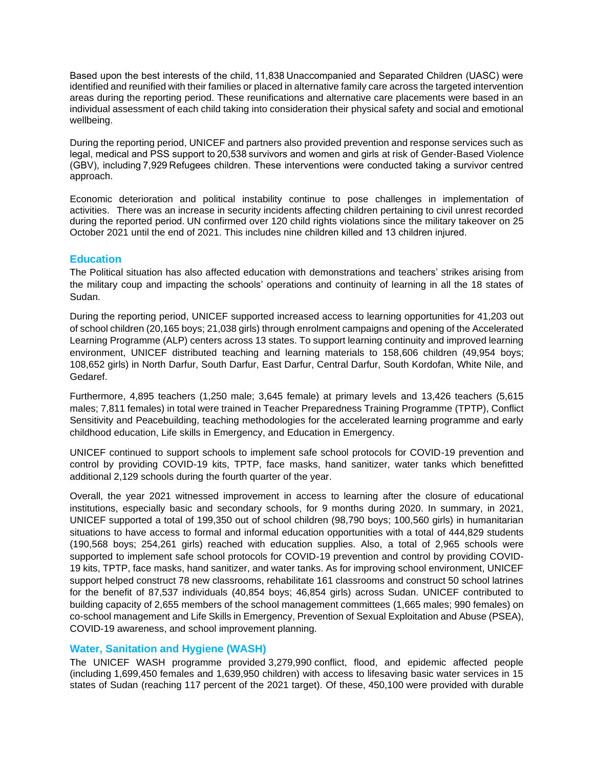Based upon the best interests of the child, 11,838 Unaccompanied and Separated Children (UASC) were identified and reunified with their families or placed in alternative family care across the targeted intervention areas during the reporting period. These reunifications and alternative care placements were based in an individual assessment of each child taking into consideration their physical safety and social and emotional wellbeing.

During the reporting period, UNICEF and partners also provided prevention and response services such as legal, medical and PSS support to 20,538 survivors and women and girls at risk of Gender-Based Violence (GBV), including 7,929 Refugees children. These interventions were conducted taking a survivor centred approach.

Economic deterioration and political instability continue to pose challenges in implementation of activities. There was an increase in security incidents affecting children pertaining to civil unrest recorded during the reported period. UN confirmed over 120 child rights violations since the military takeover on 25 October 2021 until the end of 2021. This includes nine children killed and 13 children injured.

## Education

The Political situation has also affected education with demonstrations and teachers' strikes arising from the military coup and impacting the schools' operations and continuity of learning in all the 18 states of Sudan.

During the reporting period, UNICEF supported increased access to learning opportunities for 41,203 out of school children (20,165 boys; 21,038 girls) through enrolment campaigns and opening of the Accelerated Learning Programme (ALP) centers across 13 states. To support learning continuity and improved learning environment, UNICEF distributed teaching and learning materials to 158,606 children (49,954 boys; 108,652 girls) in North Darfur, South Darfur, East Darfur, Central Darfur, South Kordofan, White Nile, and Gedaref.

Furthermore, 4,895 teachers (1,250 male; 3,645 female) at primary levels and 13,426 teachers (5,615 males; 7,811 females) in total were trained in Teacher Preparedness Training Programme (TPTP), Conflict Sensitivity and Peacebuilding, teaching methodologies for the accelerated learning programme and early childhood education, Life skills in Emergency, and Education in Emergency.

UNICEF continued to support schools to implement safe school protocols for COVID-19 prevention and control by providing COVID-19 kits, TPTP, face masks, hand sanitizer, water tanks which benefitted additional 2,129 schools during the fourth quarter of the year.

Overall, the year 2021 witnessed improvement in access to learning after the closure of educational institutions, especially basic and secondary schools, for 9 months during 2020. In summary, in 2021, UNICEF supported a total of 199,350 out of school children (98,790 boys; 100,560 girls) in humanitarian situations to have access to formal and informal education opportunities with a total of 444,829 students (190,568 boys; 254,261 girls) reached with education supplies. Also, a total of 2,965 schools were supported to implement safe school protocols for COVID-19 prevention and control by providing COVID-19 kits, TPTP, face masks, hand sanitizer, and water tanks. As for improving school environment, UNICEF support helped construct 78 new classrooms, rehabilitate 161 classrooms and construct 50 school latrines for the benefit of 87,537 individuals (40,854 boys; 46,854 girls) across Sudan. UNICEF contributed to building capacity of 2,655 members of the school management committees (1,665 males; 990 females) on co-school management and Life Skills in Emergency, Prevention of Sexual Exploitation and Abuse (PSEA), COVID-19 awareness, and school improvement planning.

## Water, Sanitation and Hygiene (WASH)

The UNICEF WASH programme provided 3,279,990 conflict, flood, and epidemic affected people (including 1,699,450 females and 1,639,950 children) with access to lifesaving basic water services in 15 states of Sudan (reaching 117 percent of the 2021 target). Of these, 450,100 were provided with durable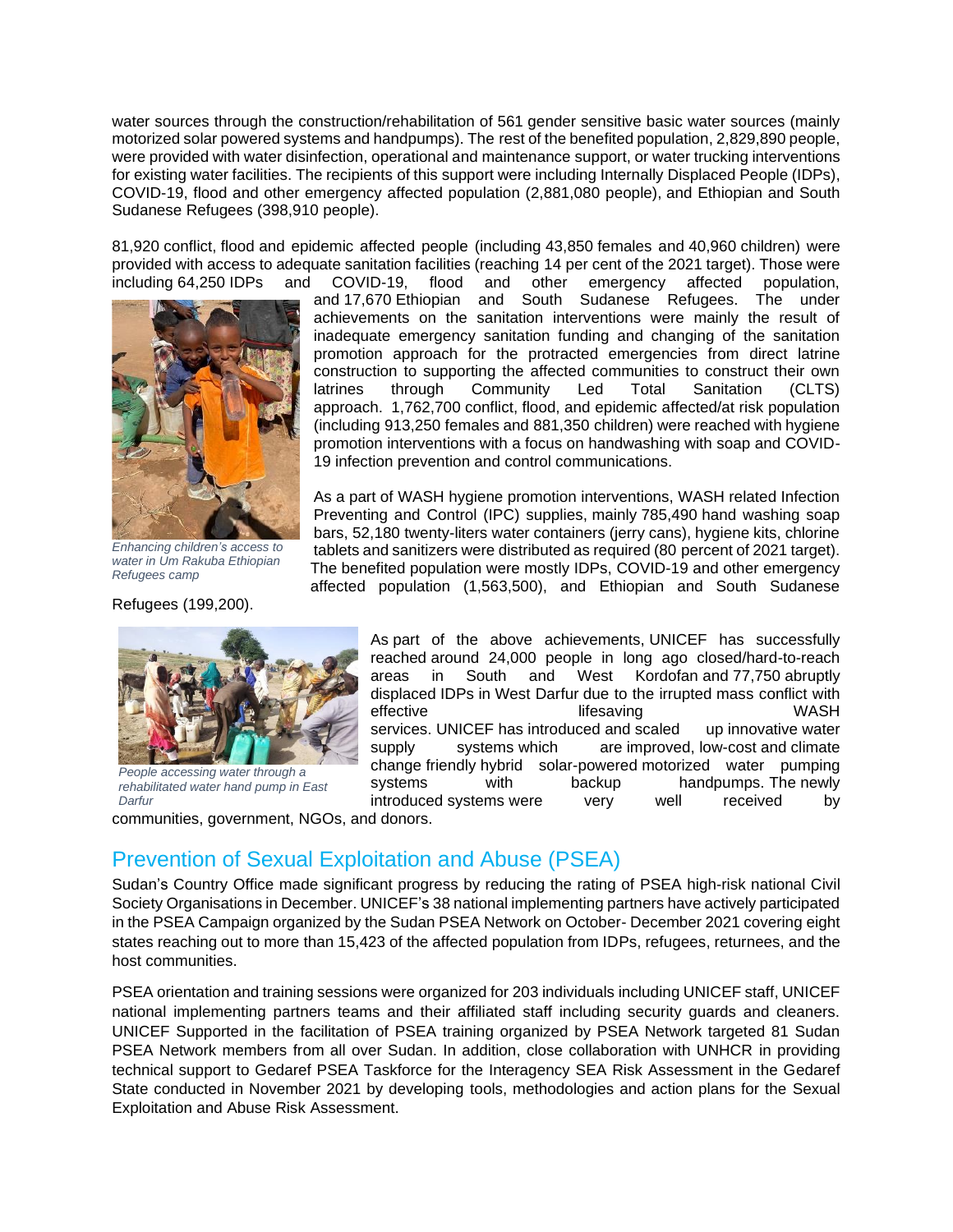water sources through the construction/rehabilitation of 561 gender sensitive basic water sources (mainly motorized solar powered systems and handpumps). The rest of the benefited population, 2,829,890 people, were provided with water disinfection, operational and maintenance support, or water trucking interventions for existing water facilities. The recipients of this support were including Internally Displaced People (IDPs), COVID-19, flood and other emergency affected population (2,881,080 people), and Ethiopian and South Sudanese Refugees (398,910 people).

81,920 conflict, flood and epidemic affected people (including 43,850 females and 40,960 children) were provided with access to adequate sanitation facilities (reaching 14 per cent of the 2021 target). Those were including 64,250 IDPs and COVID-19, flood and other emergency affected population, and 17,670 Ethiopian and South Sudanese Refugees. The under achievements on the sanitation interventions were mainly the result of inadequate emergency sanitation funding and changing of the sanitation promotion approach for the protracted emergencies from direct latrine construction to supporting the affected communities to construct their own latrines through Community Led Total Sanitation (CLTS) approach. 1,762,700 conflict, flood, and epidemic affected/at risk population (including 913,250 females and 881,350 children) were reached with hygiene promotion interventions with a focus on handwashing with soap and COVID-19 infection prevention and control communications.

*Enhancing children's access to water in Um Rakuba Ethiopian Refugees camp*

As a part of WASH hygiene promotion interventions, WASH related Infection Preventing and Control (IPC) supplies, mainly 785,490 hand washing soap bars, 52,180 twenty-liters water containers (jerry cans), hygiene kits, chlorine tablets and sanitizers were distributed as required (80 percent of 2021 target). The benefited population were mostly IDPs, COVID-19 and other emergency affected population (1,563,500), and Ethiopian and South Sudanese Refugees (199,200).

*People accessing water through a rehabilitated water hand pump in East Darfur*

As part of the above achievements, UNICEF has successfully reached around 24,000 people in long ago closed/hard-to-reach areas in South and West Kordofan and 77,750 abruptly displaced IDPs in West Darfur due to the irrupted mass conflict with effective lifesaving WASH services. UNICEF has introduced and scaled up innovative water supply systems which are improved, low-cost and climate change friendly hybrid solar-powered motorized water pumping systems with backup handpumps. The newly introduced systems were very well received by communities, government, NGOs, and donors.

## Prevention of Sexual Exploitation and Abuse (PSEA)

Sudan's Country Office made significant progress by reducing the rating of PSEA high-risk national Civil Society Organisations in December. UNICEF's 38 national implementing partners have actively participated in the PSEA Campaign organized by the Sudan PSEA Network on October- December 2021 covering eight states reaching out to more than 15,423 of the affected population from IDPs, refugees, returnees, and the host communities.

PSEA orientation and training sessions were organized for 203 individuals including UNICEF staff, UNICEF national implementing partners teams and their affiliated staff including security guards and cleaners. UNICEF Supported in the facilitation of PSEA training organized by PSEA Network targeted 81 Sudan PSEA Network members from all over Sudan. In addition, close collaboration with UNHCR in providing technical support to Gedaref PSEA Taskforce for the Interagency SEA Risk Assessment in the Gedaref State conducted in November 2021 by developing tools, methodologies and action plans for the Sexual Exploitation and Abuse Risk Assessment.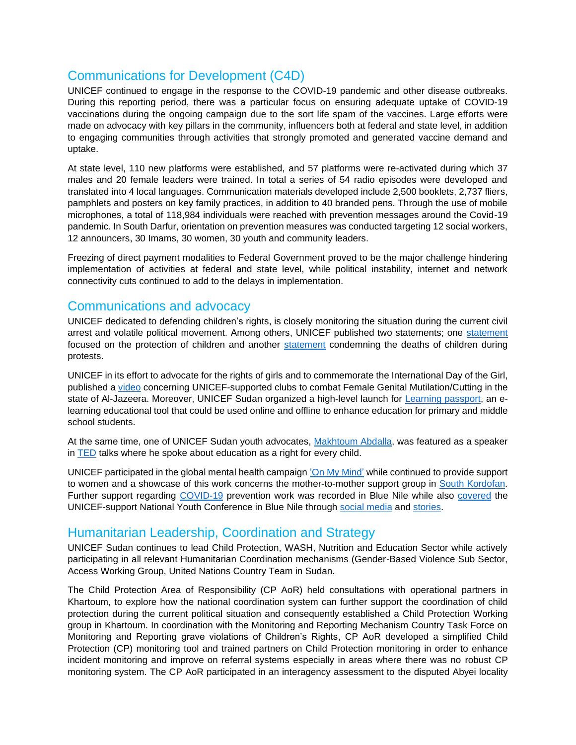## Communications for Development (C4D)

UNICEF continued to engage in the response to the COVID-19 pandemic and other disease outbreaks. During this reporting period, there was a particular focus on ensuring adequate uptake of COVID-19 vaccinations during the ongoing campaign due to the sort life spam of the vaccines. Large efforts were made on advocacy with key pillars in the community, influencers both at federal and state level, in addition to engaging communities through activities that strongly promoted and generated vaccine demand and uptake.

At state level, 110 new platforms were established, and 57 platforms were re-activated during which 37 males and 20 female leaders were trained. In total a series of 54 radio episodes were developed and translated into 4 local languages. Communication materials developed include 2,500 booklets, 2,737 fliers, pamphlets and posters on key family practices, in addition to 40 branded pens. Through the use of mobile microphones, a total of 118,984 individuals were reached with prevention messages around the Covid-19 pandemic. In South Darfur, orientation on prevention measures was conducted targeting 12 social workers, 12 announcers, 30 Imams, 30 women, 30 youth and community leaders.

Freezing of direct payment modalities to Federal Government proved to be the major challenge hindering implementation of activities at federal and state level, while political instability, internet and network connectivity cuts continued to add to the delays in implementation.

## Communications and advocacy

UNICEF dedicated to defending children's rights, is closely monitoring the situation during the current civil arrest and volatile political movement. Among others, UNICEF published two statements; one statement focused on the protection of children and another statement condemning the deaths of children during protests.

UNICEF in its effort to advocate for the rights of girls and to commemorate the International Day of the Girl, published a video concerning UNICEF-supported clubs to combat Female Genital Mutilation/Cutting in the state of Al-Jazeera. Moreover, UNICEF Sudan organized a high-level launch for Learning passport, an e-learning educational tool that could be used online and offline to enhance education for primary and middle school students.

At the same time, one of UNICEF Sudan youth advocates, Makhtoum Abdalla, was featured as a speaker in TED talks where he spoke about education as a right for every child.

UNICEF participated in the global mental health campaign 'On My Mind' while continued to provide support to women and a showcase of this work concerns the mother-to-mother support group in South Kordofan. Further support regarding COVID-19 prevention work was recorded in Blue Nile while also covered the UNICEF-support National Youth Conference in Blue Nile through social media and stories.

## Humanitarian Leadership, Coordination and Strategy

UNICEF Sudan continues to lead Child Protection, WASH, Nutrition and Education Sector while actively participating in all relevant Humanitarian Coordination mechanisms (Gender-Based Violence Sub Sector, Access Working Group, United Nations Country Team in Sudan.

The Child Protection Area of Responsibility (CP AoR) held consultations with operational partners in Khartoum, to explore how the national coordination system can further support the coordination of child protection during the current political situation and consequently established a Child Protection Working group in Khartoum. In coordination with the Monitoring and Reporting Mechanism Country Task Force on Monitoring and Reporting grave violations of Children's Rights, CP AoR developed a simplified Child Protection (CP) monitoring tool and trained partners on Child Protection monitoring in order to enhance incident monitoring and improve on referral systems especially in areas where there was no robust CP monitoring system. The CP AoR participated in an interagency assessment to the disputed Abyei locality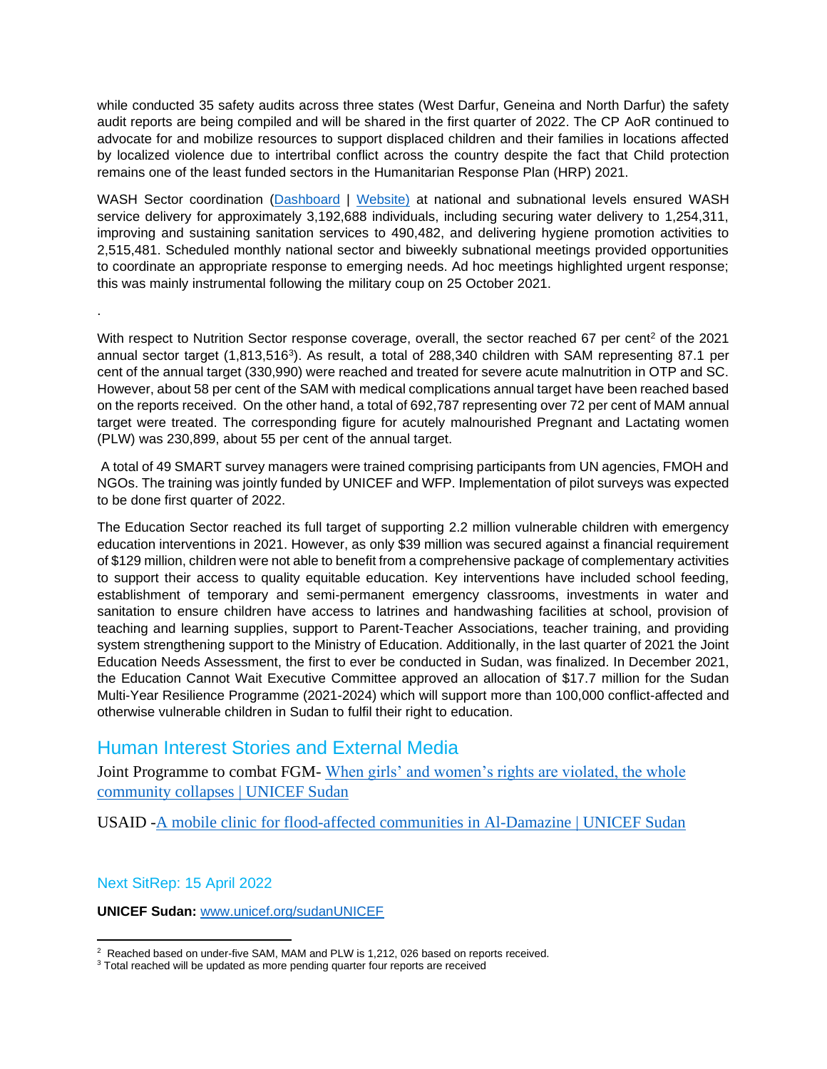while conducted 35 safety audits across three states (West Darfur, Geneina and North Darfur) the safety audit reports are being compiled and will be shared in the first quarter of 2022. The CP AoR continued to advocate for and mobilize resources to support displaced children and their families in locations affected by localized violence due to intertribal conflict across the country despite the fact that Child protection remains one of the least funded sectors in the Humanitarian Response Plan (HRP) 2021.

WASH Sector coordination (Dashboard | Website) at national and subnational levels ensured WASH service delivery for approximately 3,192,688 individuals, including securing water delivery to 1,254,311, improving and sustaining sanitation services to 490,482, and delivering hygiene promotion activities to 2,515,481. Scheduled monthly national sector and biweekly subnational meetings provided opportunities to coordinate an appropriate response to emerging needs. Ad hoc meetings highlighted urgent response; this was mainly instrumental following the military coup on 25 October 2021.

.

With respect to Nutrition Sector response coverage, overall, the sector reached 67 per cent[2] of the 2021 annual sector target (1,813,516[3]). As result, a total of 288,340 children with SAM representing 87.1 per cent of the annual target (330,990) were reached and treated for severe acute malnutrition in OTP and SC. However, about 58 per cent of the SAM with medical complications annual target have been reached based on the reports received. On the other hand, a total of 692,787 representing over 72 per cent of MAM annual target were treated. The corresponding figure for acutely malnourished Pregnant and Lactating women (PLW) was 230,899, about 55 per cent of the annual target.

A total of 49 SMART survey managers were trained comprising participants from UN agencies, FMOH and NGOs. The training was jointly funded by UNICEF and WFP. Implementation of pilot surveys was expected to be done first quarter of 2022.

The Education Sector reached its full target of supporting 2.2 million vulnerable children with emergency education interventions in 2021. However, as only $39 million was secured against a financial requirement of $129 million, children were not able to benefit from a comprehensive package of complementary activities to support their access to quality equitable education. Key interventions have included school feeding, establishment of temporary and semi-permanent emergency classrooms, investments in water and sanitation to ensure children have access to latrines and handwashing facilities at school, provision of teaching and learning supplies, support to Parent-Teacher Associations, teacher training, and providing system strengthening support to the Ministry of Education. Additionally, in the last quarter of 2021 the Joint Education Needs Assessment, the first to ever be conducted in Sudan, was finalized. In December 2021, the Education Cannot Wait Executive Committee approved an allocation of $17.7 million for the Sudan Multi-Year Resilience Programme (2021-2024) which will support more than 100,000 conflict-affected and otherwise vulnerable children in Sudan to fulfil their right to education.

## Human Interest Stories and External Media

Joint Programme to combat FGM- When girls' and women's rights are violated, the whole community collapses | UNICEF Sudan

USAID -A mobile clinic for flood-affected communities in Al-Damazine | UNICEF Sudan

Next SitRep: 15 April 2022

**UNICEF Sudan:** www.unicef.org/sudanUNICEF

---

[2] Reached based on under-five SAM, MAM and PLW is 1,212, 026 based on reports received.

[3] Total reached will be updated as more pending quarter four reports are received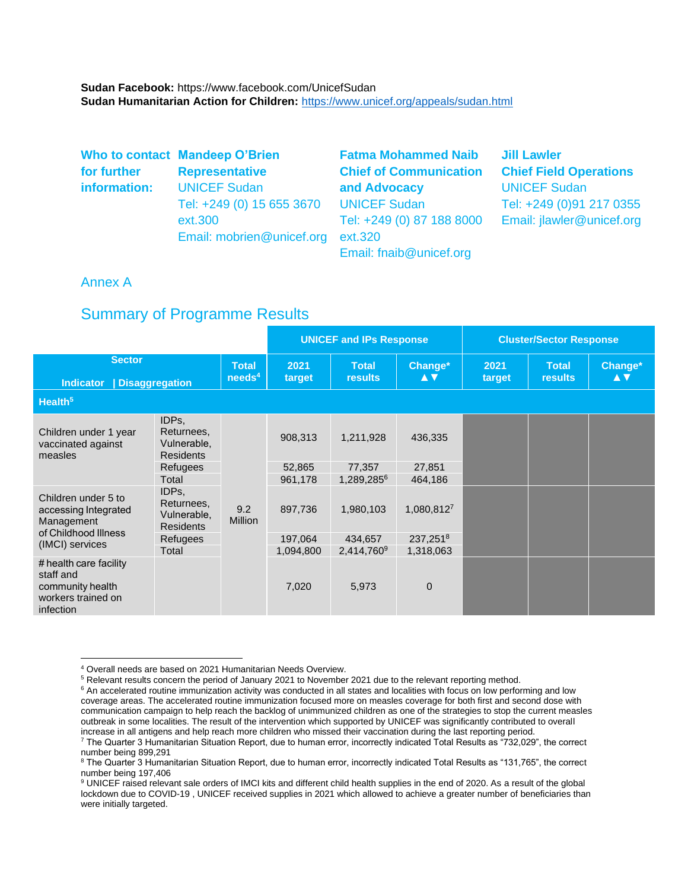**Sudan Facebook:** https://www.facebook.com/UnicefSudan
**Sudan Humanitarian Action for Children:** https://www.unicef.org/appeals/sudan.html

**Who to contact for further information:**

**Mandeep O'Brien**
**Representative**
UNICEF Sudan
Tel: +249 (0) 15 655 3670 ext.300
Email: mobrien@unicef.org

**Fatma Mohammed Naib**
**Chief of Communication and Advocacy**
UNICEF Sudan
Tel: +249 (0) 87 188 8000 ext.320
Email: fnaib@unicef.org

**Jill Lawler**
**Chief Field Operations**
UNICEF Sudan
Tel: +249 (0)91 217 0355
Email: jlawler@unicef.org

## Annex A

## Summary of Programme Results

| Sector / Indicator | Disaggregation | Total needs[4] | UNICEF and IPs Response: 2021 target | UNICEF and IPs Response: Total results | UNICEF and IPs Response: Change* ▲▼ | Cluster/Sector Response: 2021 target | Cluster/Sector Response: Total results | Cluster/Sector Response: Change* ▲▼ |
|---|---|---|---|---|---|---|---|---|
| **Health[5]** | | | | | | | | |
| Children under 1 year vaccinated against measles | IDPs, Returnees, Vulnerable, Residents | 9.2 Million | 908,313 | 1,211,928 | 436,335 | | | |
| | Refugees | | 52,865 | 77,357 | 27,851 | | | |
| | Total | | 961,178 | 1,289,285[6] | 464,186 | | | |
| Children under 5 to accessing Integrated Management of Childhood Illness (IMCI) services | IDPs, Returnees, Vulnerable, Residents | | 897,736 | 1,980,103 | 1,080,812[7] | | | |
| | Refugees | | 197,064 | 434,657 | 237,251[8] | | | |
| | Total | | 1,094,800 | 2,414,760[9] | 1,318,063 | | | |
| # health care facility staff and community health workers trained on infection | | | 7,020 | 5,973 | 0 | | | |

[4] Overall needs are based on 2021 Humanitarian Needs Overview.
[5] Relevant results concern the period of January 2021 to November 2021 due to the relevant reporting method.
[6] An accelerated routine immunization activity was conducted in all states and localities with focus on low performing and low coverage areas. The accelerated routine immunization focused more on measles coverage for both first and second dose with communication campaign to help reach the backlog of unimmunized children as one of the strategies to stop the current measles outbreak in some localities. The result of the intervention which supported by UNICEF was significantly contributed to overall increase in all antigens and help reach more children who missed their vaccination during the last reporting period.
[7] The Quarter 3 Humanitarian Situation Report, due to human error, incorrectly indicated Total Results as "732,029", the correct number being 899,291
[8] The Quarter 3 Humanitarian Situation Report, due to human error, incorrectly indicated Total Results as "131,765", the correct number being 197,406
[9] UNICEF raised relevant sale orders of IMCI kits and different child health supplies in the end of 2020. As a result of the global lockdown due to COVID-19 , UNICEF received supplies in 2021 which allowed to achieve a greater number of beneficiaries than were initially targeted.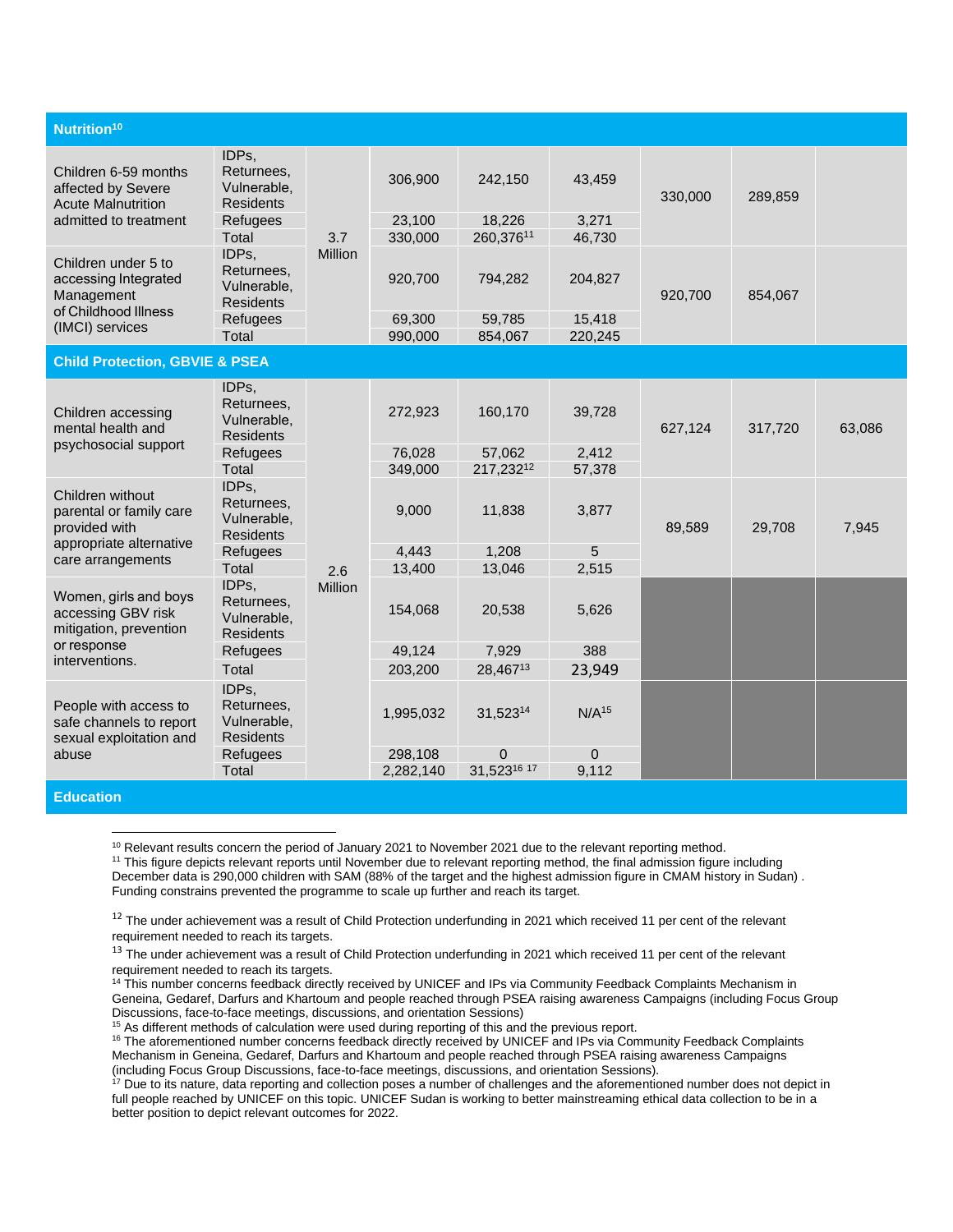| | | | | | | | | |
|---|---|---|---|---|---|---|---|---|
| **Nutrition[10]** | | | | | | | | |
| Children 6-59 months affected by Severe Acute Malnutrition admitted to treatment | IDPs, Returnees, Vulnerable, Residents | 3.7 Million | 306,900 | 242,150 | 43,459 | 330,000 | 289,859 | |
| | Refugees | | 23,100 | 18,226 | 3,271 | | | |
| | Total | | 330,000 | 260,376[11] | 46,730 | | | |
| Children under 5 to accessing Integrated Management of Childhood Illness (IMCI) services | IDPs, Returnees, Vulnerable, Residents | | 920,700 | 794,282 | 204,827 | 920,700 | 854,067 | |
| | Refugees | | 69,300 | 59,785 | 15,418 | | | |
| | Total | | 990,000 | 854,067 | 220,245 | | | |
| **Child Protection, GBVIE & PSEA** | | | | | | | | |
| Children accessing mental health and psychosocial support | IDPs, Returnees, Vulnerable, Residents | 2.6 Million | 272,923 | 160,170 | 39,728 | 627,124 | 317,720 | 63,086 |
| | Refugees | | 76,028 | 57,062 | 2,412 | | | |
| | Total | | 349,000 | 217,232[12] | 57,378 | | | |
| Children without parental or family care provided with appropriate alternative care arrangements | IDPs, Returnees, Vulnerable, Residents | | 9,000 | 11,838 | 3,877 | 89,589 | 29,708 | 7,945 |
| | Refugees | | 4,443 | 1,208 | 5 | | | |
| | Total | | 13,400 | 13,046 | 2,515 | | | |
| Women, girls and boys accessing GBV risk mitigation, prevention or response interventions. | IDPs, Returnees, Vulnerable, Residents | | 154,068 | 20,538 | 5,626 | | | |
| | Refugees | | 49,124 | 7,929 | 388 | | | |
| | Total | | 203,200 | 28,467[13] | 23,949 | | | |
| People with access to safe channels to report sexual exploitation and abuse | IDPs, Returnees, Vulnerable, Residents | | 1,995,032 | 31,523[14] | N/A[15] | | | |
| | Refugees | | 298,108 | 0 | 0 | | | |
| | Total | | 2,282,140 | 31,523[16] [17] | 9,112 | | | |
| **Education** | | | | | | | | |

[10] Relevant results concern the period of January 2021 to November 2021 due to the relevant reporting method.

[11] This figure depicts relevant reports until November due to relevant reporting method, the final admission figure including December data is 290,000 children with SAM (88% of the target and the highest admission figure in CMAM history in Sudan) . Funding constrains prevented the programme to scale up further and reach its target.

[12] The under achievement was a result of Child Protection underfunding in 2021 which received 11 per cent of the relevant requirement needed to reach its targets.

[13] The under achievement was a result of Child Protection underfunding in 2021 which received 11 per cent of the relevant requirement needed to reach its targets.

[14] This number concerns feedback directly received by UNICEF and IPs via Community Feedback Complaints Mechanism in Geneina, Gedaref, Darfurs and Khartoum and people reached through PSEA raising awareness Campaigns (including Focus Group Discussions, face-to-face meetings, discussions, and orientation Sessions)

[15] As different methods of calculation were used during reporting of this and the previous report.

[16] The aforementioned number concerns feedback directly received by UNICEF and IPs via Community Feedback Complaints Mechanism in Geneina, Gedaref, Darfurs and Khartoum and people reached through PSEA raising awareness Campaigns (including Focus Group Discussions, face-to-face meetings, discussions, and orientation Sessions).

[17] Due to its nature, data reporting and collection poses a number of challenges and the aforementioned number does not depict in full people reached by UNICEF on this topic. UNICEF Sudan is working to better mainstreaming ethical data collection to be in a better position to depict relevant outcomes for 2022.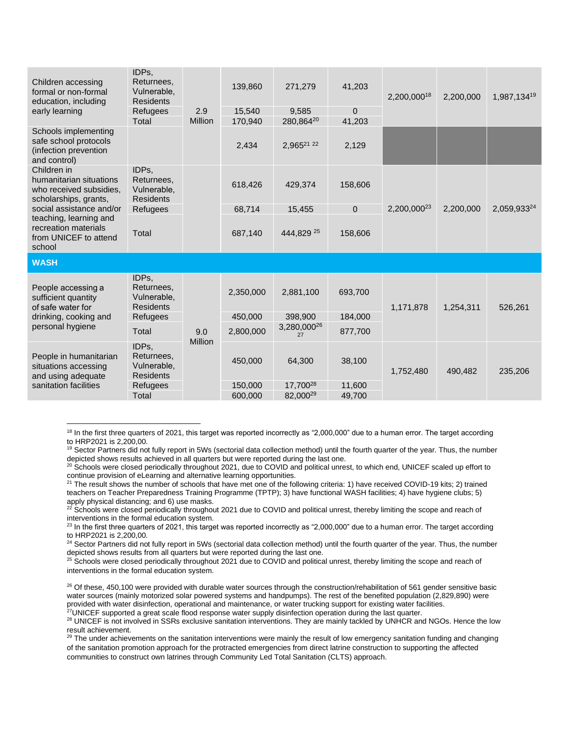| | | | | | | | | |
|---|---|---|---|---|---|---|---|---|
| Children accessing formal or non-formal education, including early learning | IDPs, Returnees, Vulnerable, Residents | 2.9 Million | 139,860 | 271,279 | 41,203 | 2,200,000[18] | 2,200,000 | 1,987,134[19] |
| | Refugees | | 15,540 | 9,585 | 0 | | | |
| | Total | | 170,940 | 280,864[20] | 41,203 | | | |
| Schools implementing safe school protocols (infection prevention and control) | | | 2,434 | 2,965[21 22] | 2,129 | | | |
| Children in humanitarian situations who received subsidies, scholarships, grants, social assistance and/or teaching, learning and recreation materials from UNICEF to attend school | IDPs, Returnees, Vulnerable, Residents | | 618,426 | 429,374 | 158,606 | 2,200,000[23] | 2,200,000 | 2,059,933[24] |
| | Refugees | | 68,714 | 15,455 | 0 | | | |
| | Total | | 687,140 | 444,829 [25] | 158,606 | | | |
| **WASH** | | | | | | | | |
| People accessing a sufficient quantity of safe water for drinking, cooking and personal hygiene | IDPs, Returnees, Vulnerable, Residents | 9.0 Million | 2,350,000 | 2,881,100 | 693,700 | 1,171,878 | 1,254,311 | 526,261 |
| | Refugees | | 450,000 | 398,900 | 184,000 | | | |
| | Total | | 2,800,000 | 3,280,000[26 27] | 877,700 | | | |
| People in humanitarian situations accessing and using adequate sanitation facilities | IDPs, Returnees, Vulnerable, Residents | | 450,000 | 64,300 | 38,100 | 1,752,480 | 490,482 | 235,206 |
| | Refugees | | 150,000 | 17,700[28] | 11,600 | | | |
| | Total | | 600,000 | 82,000[29] | 49,700 | | | |

[18] In the first three quarters of 2021, this target was reported incorrectly as "2,000,000" due to a human error. The target according to HRP2021 is 2,200,00.

[19] Sector Partners did not fully report in 5Ws (sectorial data collection method) until the fourth quarter of the year. Thus, the number depicted shows results achieved in all quarters but were reported during the last one.

[20] Schools were closed periodically throughout 2021, due to COVID and political unrest, to which end, UNICEF scaled up effort to continue provision of eLearning and alternative learning opportunities.

[21] The result shows the number of schools that have met one of the following criteria: 1) have received COVID-19 kits; 2) trained teachers on Teacher Preparedness Training Programme (TPTP); 3) have functional WASH facilities; 4) have hygiene clubs; 5) apply physical distancing; and 6) use masks.

[22] Schools were closed periodically throughout 2021 due to COVID and political unrest, thereby limiting the scope and reach of interventions in the formal education system.

[23] In the first three quarters of 2021, this target was reported incorrectly as "2,000,000" due to a human error. The target according to HRP2021 is 2,200,00.

[24] Sector Partners did not fully report in 5Ws (sectorial data collection method) until the fourth quarter of the year. Thus, the number depicted shows results from all quarters but were reported during the last one.

[25] Schools were closed periodically throughout 2021 due to COVID and political unrest, thereby limiting the scope and reach of interventions in the formal education system.

[26] Of these, 450,100 were provided with durable water sources through the construction/rehabilitation of 561 gender sensitive basic water sources (mainly motorized solar powered systems and handpumps). The rest of the benefited population (2,829,890) were provided with water disinfection, operational and maintenance, or water trucking support for existing water facilities.

[27] UNICEF supported a great scale flood response water supply disinfection operation during the last quarter.

[28] UNICEF is not involved in SSRs exclusive sanitation interventions. They are mainly tackled by UNHCR and NGOs. Hence the low result achievement.

[29] The under achievements on the sanitation interventions were mainly the result of low emergency sanitation funding and changing of the sanitation promotion approach for the protracted emergencies from direct latrine construction to supporting the affected communities to construct own latrines through Community Led Total Sanitation (CLTS) approach.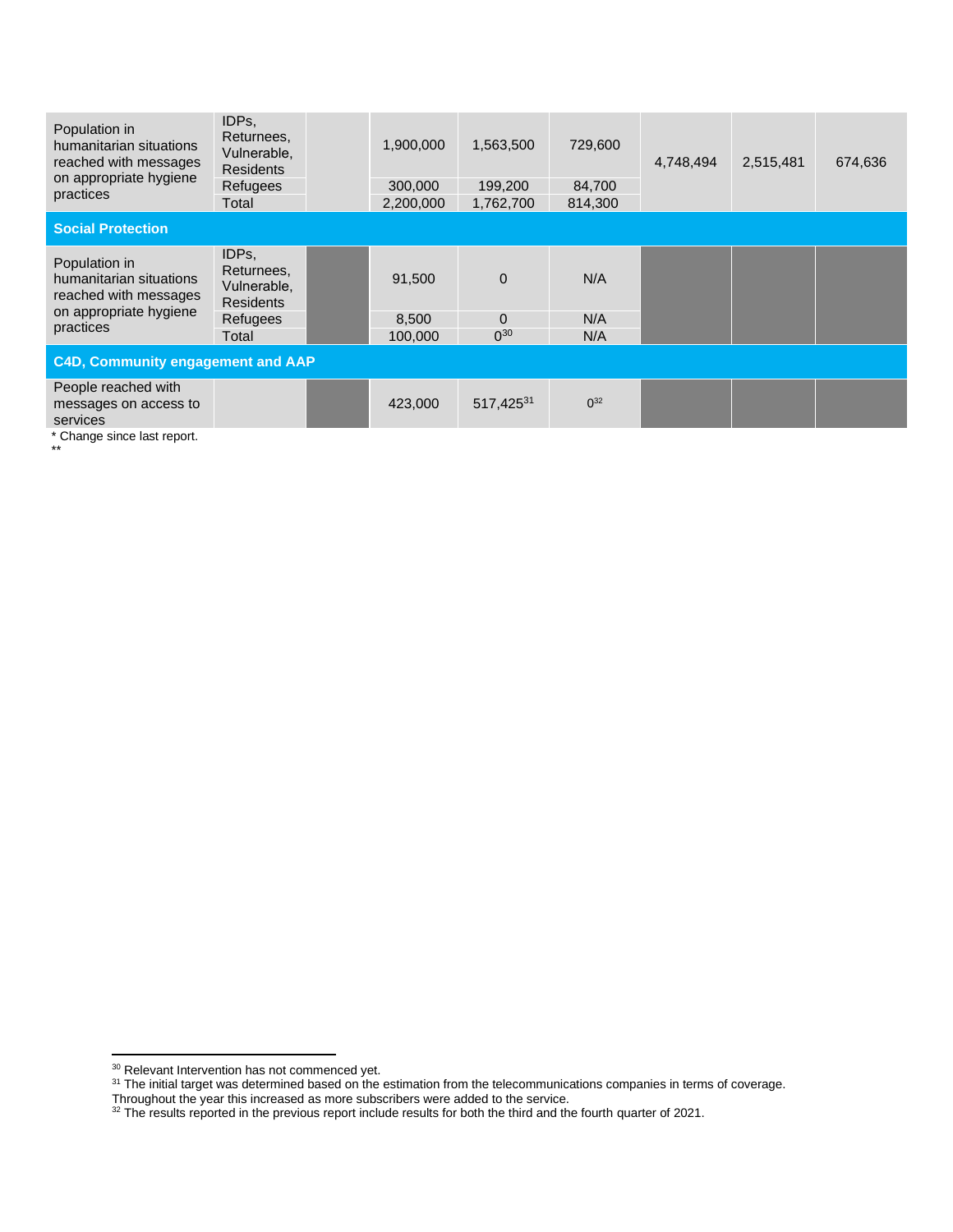| | | | | | | | | |
|---|---|---|---|---|---|---|---|---|
| Population in humanitarian situations reached with messages on appropriate hygiene practices | IDPs, Returnees, Vulnerable, Residents | | 1,900,000 | 1,563,500 | 729,600 | 4,748,494 | 2,515,481 | 674,636 |
| | Refugees | | 300,000 | 199,200 | 84,700 | | | |
| | Total | | 2,200,000 | 1,762,700 | 814,300 | | | |
| **Social Protection** | | | | | | | | |
| Population in humanitarian situations reached with messages on appropriate hygiene practices | IDPs, Returnees, Vulnerable, Residents | | 91,500 | 0 | N/A | | | |
| | Refugees | | 8,500 | 0 | N/A | | | |
| | Total | | 100,000 | 0[30] | N/A | | | |
| **C4D, Community engagement and AAP** | | | | | | | | |
| People reached with messages on access to services | | | 423,000 | 517,425[31] | 0[32] | | | |

\* Change since last report.

\*\*

[30] Relevant Intervention has not commenced yet.

[31] The initial target was determined based on the estimation from the telecommunications companies in terms of coverage. Throughout the year this increased as more subscribers were added to the service.

[32] The results reported in the previous report include results for both the third and the fourth quarter of 2021.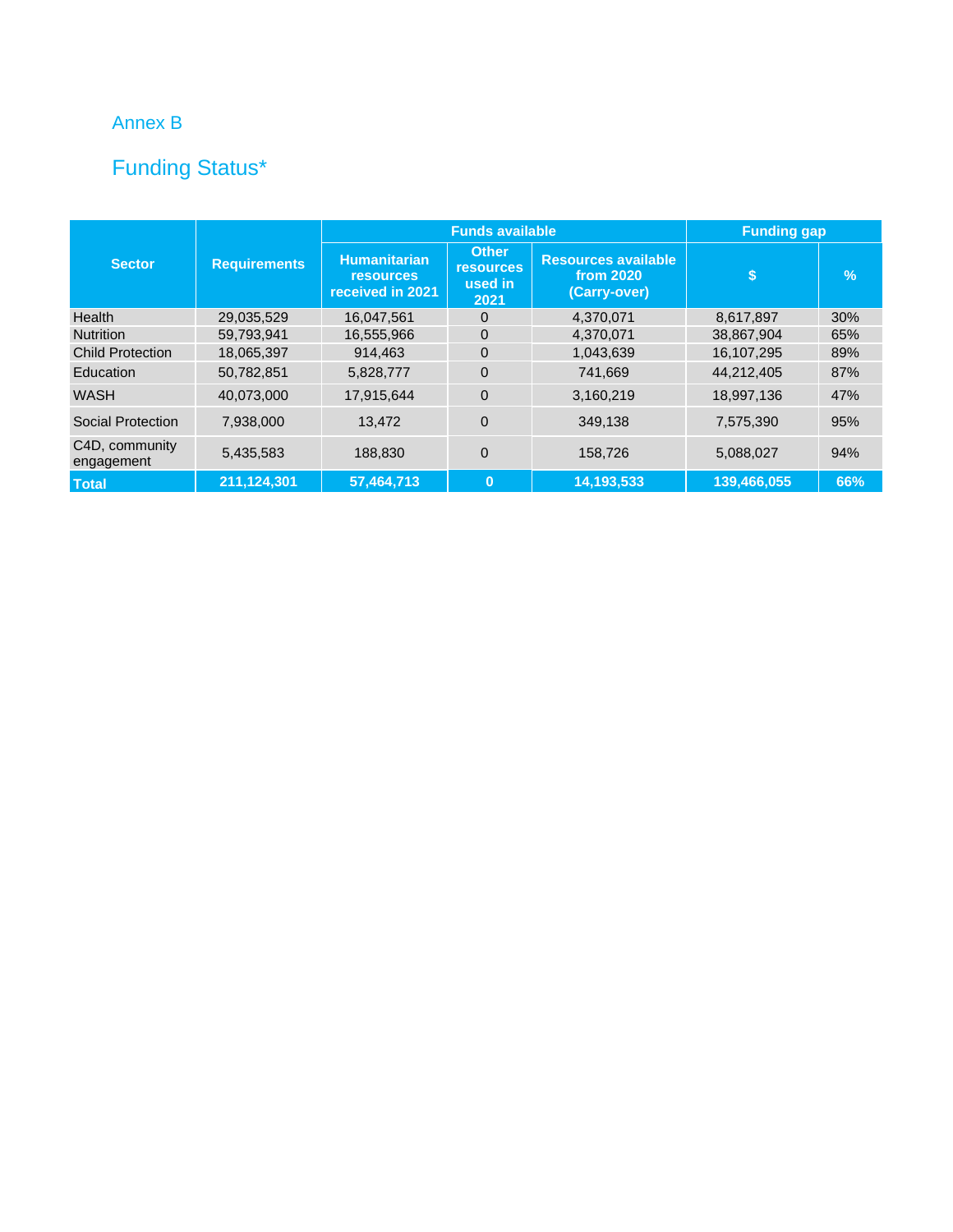## Annex B

## Funding Status*

| Sector | Requirements | Funds available | | | Funding gap | |
|---|---|---|---|---|---|---|
| | | Humanitarian resources received in 2021 | Other resources used in 2021 | Resources available from 2020 (Carry-over) | $ | % |
| Health | 29,035,529 | 16,047,561 | 0 | 4,370,071 | 8,617,897 | 30% |
| Nutrition | 59,793,941 | 16,555,966 | 0 | 4,370,071 | 38,867,904 | 65% |
| Child Protection | 18,065,397 | 914,463 | 0 | 1,043,639 | 16,107,295 | 89% |
| Education | 50,782,851 | 5,828,777 | 0 | 741,669 | 44,212,405 | 87% |
| WASH | 40,073,000 | 17,915,644 | 0 | 3,160,219 | 18,997,136 | 47% |
| Social Protection | 7,938,000 | 13,472 | 0 | 349,138 | 7,575,390 | 95% |
| C4D, community engagement | 5,435,583 | 188,830 | 0 | 158,726 | 5,088,027 | 94% |
| **Total** | **211,124,301** | **57,464,713** | **0** | **14,193,533** | **139,466,055** | **66%** |